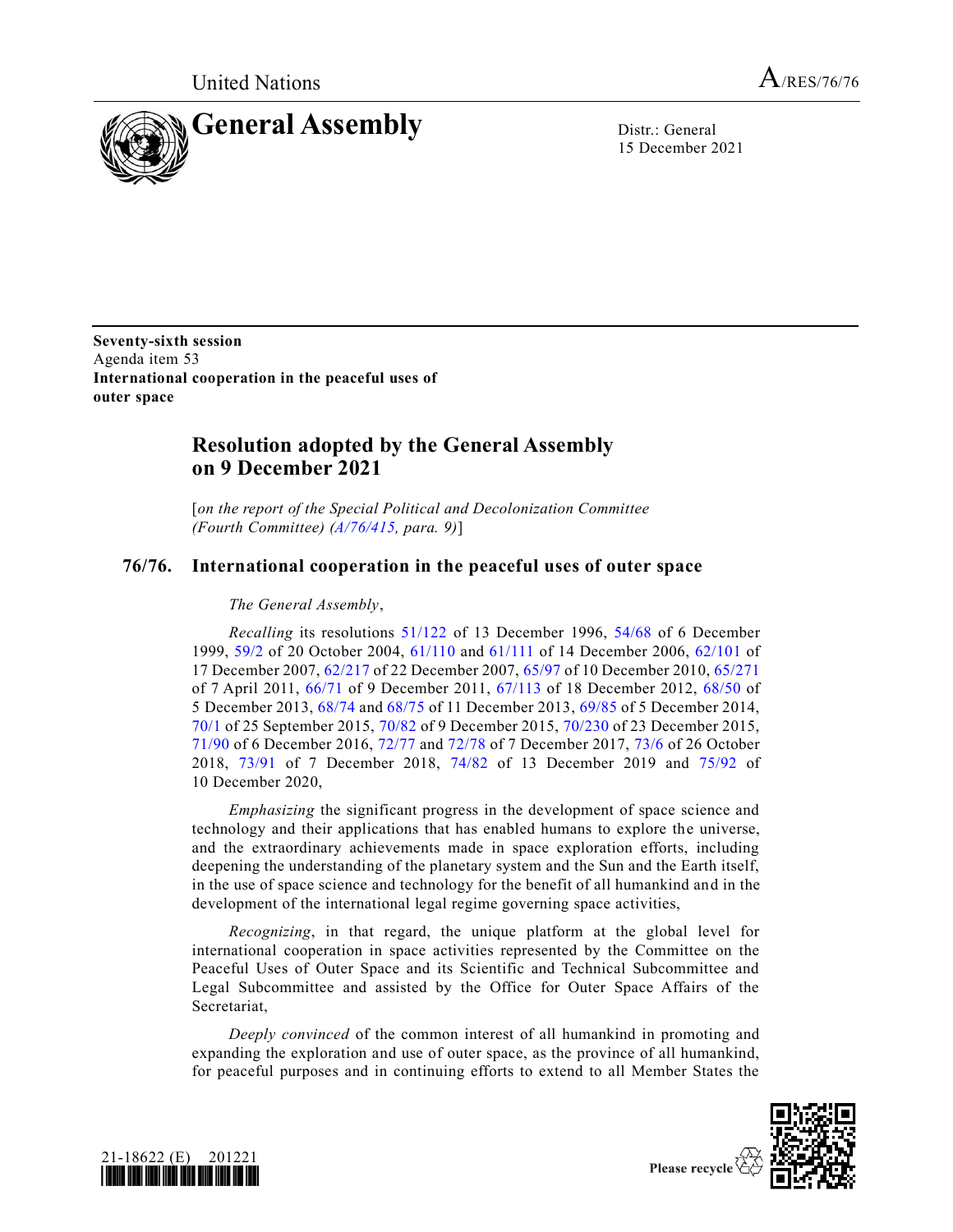United Nations A/RES/76/76

# General Assembly

Distr.: General
15 December 2021

**Seventy-sixth session**
Agenda item 53
**International cooperation in the peaceful uses of outer space**

## Resolution adopted by the General Assembly on 9 December 2021

[*on the report of the Special Political and Decolonization Committee (Fourth Committee) (A/76/415, para. 9)*]

### 76/76. International cooperation in the peaceful uses of outer space

*The General Assembly*,

*Recalling* its resolutions 51/122 of 13 December 1996, 54/68 of 6 December 1999, 59/2 of 20 October 2004, 61/110 and 61/111 of 14 December 2006, 62/101 of 17 December 2007, 62/217 of 22 December 2007, 65/97 of 10 December 2010, 65/271 of 7 April 2011, 66/71 of 9 December 2011, 67/113 of 18 December 2012, 68/50 of 5 December 2013, 68/74 and 68/75 of 11 December 2013, 69/85 of 5 December 2014, 70/1 of 25 September 2015, 70/82 of 9 December 2015, 70/230 of 23 December 2015, 71/90 of 6 December 2016, 72/77 and 72/78 of 7 December 2017, 73/6 of 26 October 2018, 73/91 of 7 December 2018, 74/82 of 13 December 2019 and 75/92 of 10 December 2020,

*Emphasizing* the significant progress in the development of space science and technology and their applications that has enabled humans to explore the universe, and the extraordinary achievements made in space exploration efforts, including deepening the understanding of the planetary system and the Sun and the Earth itself, in the use of space science and technology for the benefit of all humankind and in the development of the international legal regime governing space activities,

*Recognizing*, in that regard, the unique platform at the global level for international cooperation in space activities represented by the Committee on the Peaceful Uses of Outer Space and its Scientific and Technical Subcommittee and Legal Subcommittee and assisted by the Office for Outer Space Affairs of the Secretariat,

*Deeply convinced* of the common interest of all humankind in promoting and expanding the exploration and use of outer space, as the province of all humankind, for peaceful purposes and in continuing efforts to extend to all Member States the

21-18622 (E) 201221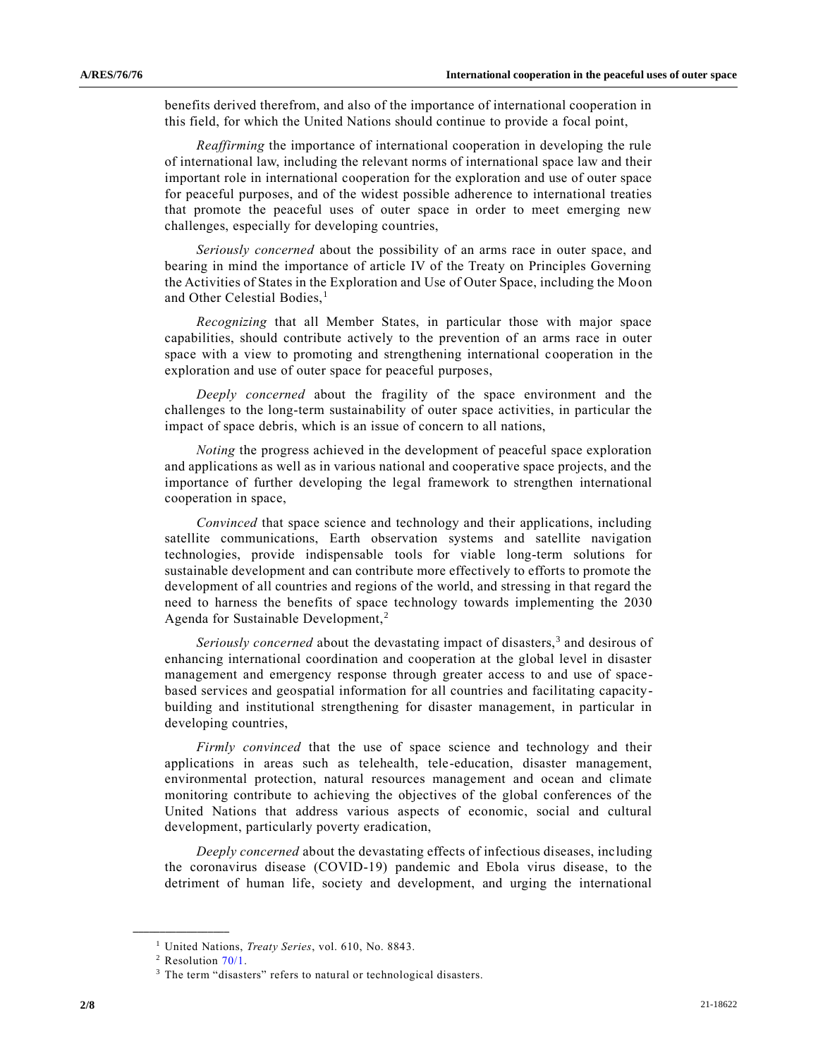benefits derived therefrom, and also of the importance of international cooperation in this field, for which the United Nations should continue to provide a focal point,

*Reaffirming* the importance of international cooperation in developing the rule of international law, including the relevant norms of international space law and their important role in international cooperation for the exploration and use of outer space for peaceful purposes, and of the widest possible adherence to international treaties that promote the peaceful uses of outer space in order to meet emerging new challenges, especially for developing countries,

*Seriously concerned* about the possibility of an arms race in outer space, and bearing in mind the importance of article IV of the Treaty on Principles Governing the Activities of States in the Exploration and Use of Outer Space, including the Moon and Other Celestial Bodies,[1]

*Recognizing* that all Member States, in particular those with major space capabilities, should contribute actively to the prevention of an arms race in outer space with a view to promoting and strengthening international cooperation in the exploration and use of outer space for peaceful purposes,

*Deeply concerned* about the fragility of the space environment and the challenges to the long-term sustainability of outer space activities, in particular the impact of space debris, which is an issue of concern to all nations,

*Noting* the progress achieved in the development of peaceful space exploration and applications as well as in various national and cooperative space projects, and the importance of further developing the legal framework to strengthen international cooperation in space,

*Convinced* that space science and technology and their applications, including satellite communications, Earth observation systems and satellite navigation technologies, provide indispensable tools for viable long-term solutions for sustainable development and can contribute more effectively to efforts to promote the development of all countries and regions of the world, and stressing in that regard the need to harness the benefits of space technology towards implementing the 2030 Agenda for Sustainable Development,[2]

*Seriously concerned* about the devastating impact of disasters,[3] and desirous of enhancing international coordination and cooperation at the global level in disaster management and emergency response through greater access to and use of space-based services and geospatial information for all countries and facilitating capacity-building and institutional strengthening for disaster management, in particular in developing countries,

*Firmly convinced* that the use of space science and technology and their applications in areas such as telehealth, tele-education, disaster management, environmental protection, natural resources management and ocean and climate monitoring contribute to achieving the objectives of the global conferences of the United Nations that address various aspects of economic, social and cultural development, particularly poverty eradication,

*Deeply concerned* about the devastating effects of infectious diseases, including the coronavirus disease (COVID-19) pandemic and Ebola virus disease, to the detriment of human life, society and development, and urging the international

---

[1] United Nations, *Treaty Series*, vol. 610, No. 8843.

[2] Resolution 70/1.

[3] The term "disasters" refers to natural or technological disasters.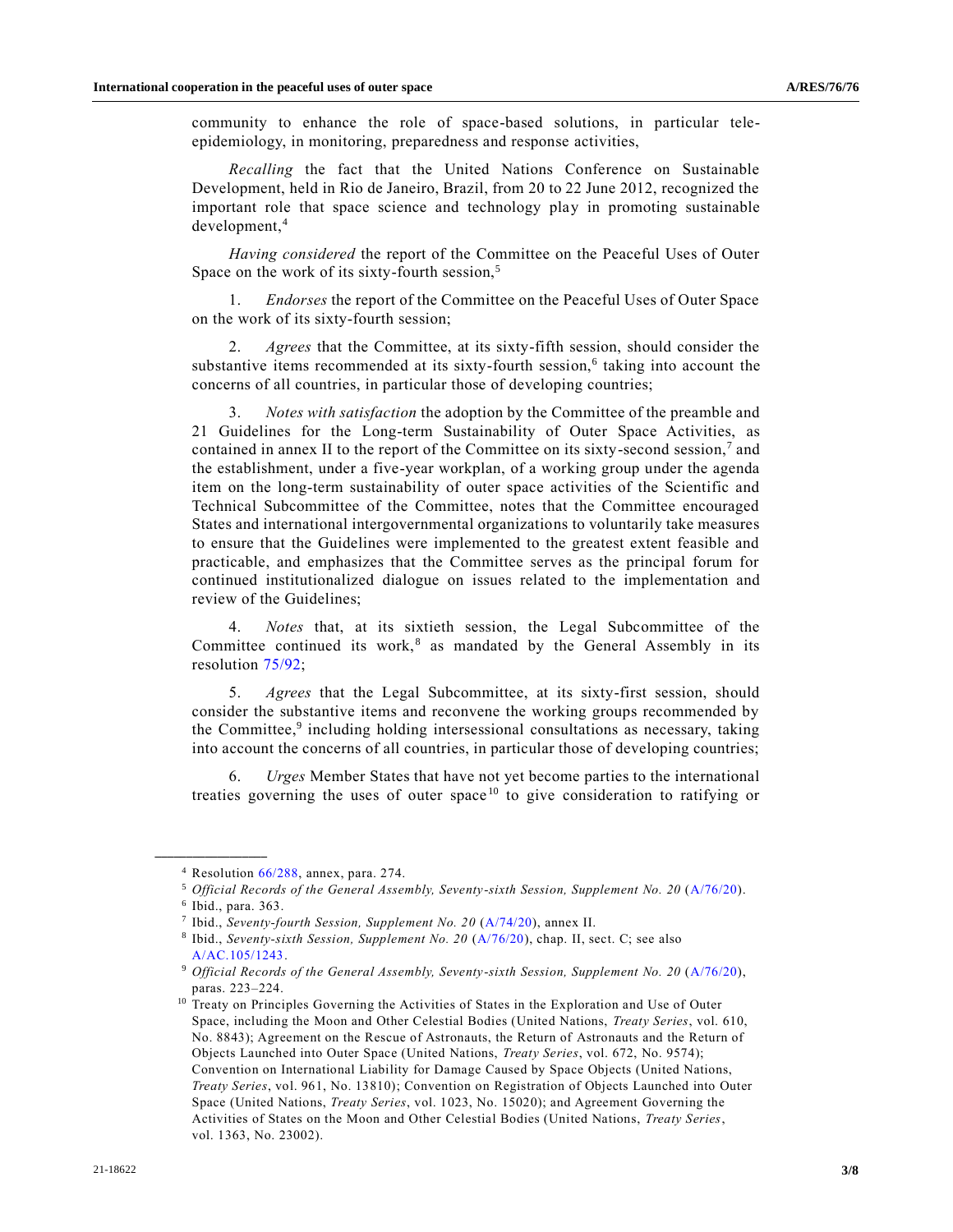community to enhance the role of space-based solutions, in particular tele-epidemiology, in monitoring, preparedness and response activities,

*Recalling* the fact that the United Nations Conference on Sustainable Development, held in Rio de Janeiro, Brazil, from 20 to 22 June 2012, recognized the important role that space science and technology play in promoting sustainable development,[4]

*Having considered* the report of the Committee on the Peaceful Uses of Outer Space on the work of its sixty-fourth session,[5]

1. *Endorses* the report of the Committee on the Peaceful Uses of Outer Space on the work of its sixty-fourth session;

2. *Agrees* that the Committee, at its sixty-fifth session, should consider the substantive items recommended at its sixty-fourth session,[6] taking into account the concerns of all countries, in particular those of developing countries;

3. *Notes with satisfaction* the adoption by the Committee of the preamble and 21 Guidelines for the Long-term Sustainability of Outer Space Activities, as contained in annex II to the report of the Committee on its sixty-second session,[7] and the establishment, under a five-year workplan, of a working group under the agenda item on the long-term sustainability of outer space activities of the Scientific and Technical Subcommittee of the Committee, notes that the Committee encouraged States and international intergovernmental organizations to voluntarily take measures to ensure that the Guidelines were implemented to the greatest extent feasible and practicable, and emphasizes that the Committee serves as the principal forum for continued institutionalized dialogue on issues related to the implementation and review of the Guidelines;

4. *Notes* that, at its sixtieth session, the Legal Subcommittee of the Committee continued its work,[8] as mandated by the General Assembly in its resolution 75/92;

5. *Agrees* that the Legal Subcommittee, at its sixty-first session, should consider the substantive items and reconvene the working groups recommended by the Committee,[9] including holding intersessional consultations as necessary, taking into account the concerns of all countries, in particular those of developing countries;

6. *Urges* Member States that have not yet become parties to the international treaties governing the uses of outer space[10] to give consideration to ratifying or

---

[4] Resolution 66/288, annex, para. 274.

[5] *Official Records of the General Assembly, Seventy-sixth Session, Supplement No. 20* (A/76/20).

[6] Ibid., para. 363.

[7] Ibid., *Seventy-fourth Session, Supplement No. 20* (A/74/20), annex II.

[8] Ibid., *Seventy-sixth Session, Supplement No. 20* (A/76/20), chap. II, sect. C; see also A/AC.105/1243.

[9] *Official Records of the General Assembly, Seventy-sixth Session, Supplement No. 20* (A/76/20), paras. 223–224.

[10] Treaty on Principles Governing the Activities of States in the Exploration and Use of Outer Space, including the Moon and Other Celestial Bodies (United Nations, *Treaty Series*, vol. 610, No. 8843); Agreement on the Rescue of Astronauts, the Return of Astronauts and the Return of Objects Launched into Outer Space (United Nations, *Treaty Series*, vol. 672, No. 9574); Convention on International Liability for Damage Caused by Space Objects (United Nations, *Treaty Series*, vol. 961, No. 13810); Convention on Registration of Objects Launched into Outer Space (United Nations, *Treaty Series*, vol. 1023, No. 15020); and Agreement Governing the Activities of States on the Moon and Other Celestial Bodies (United Nations, *Treaty Series*, vol. 1363, No. 23002).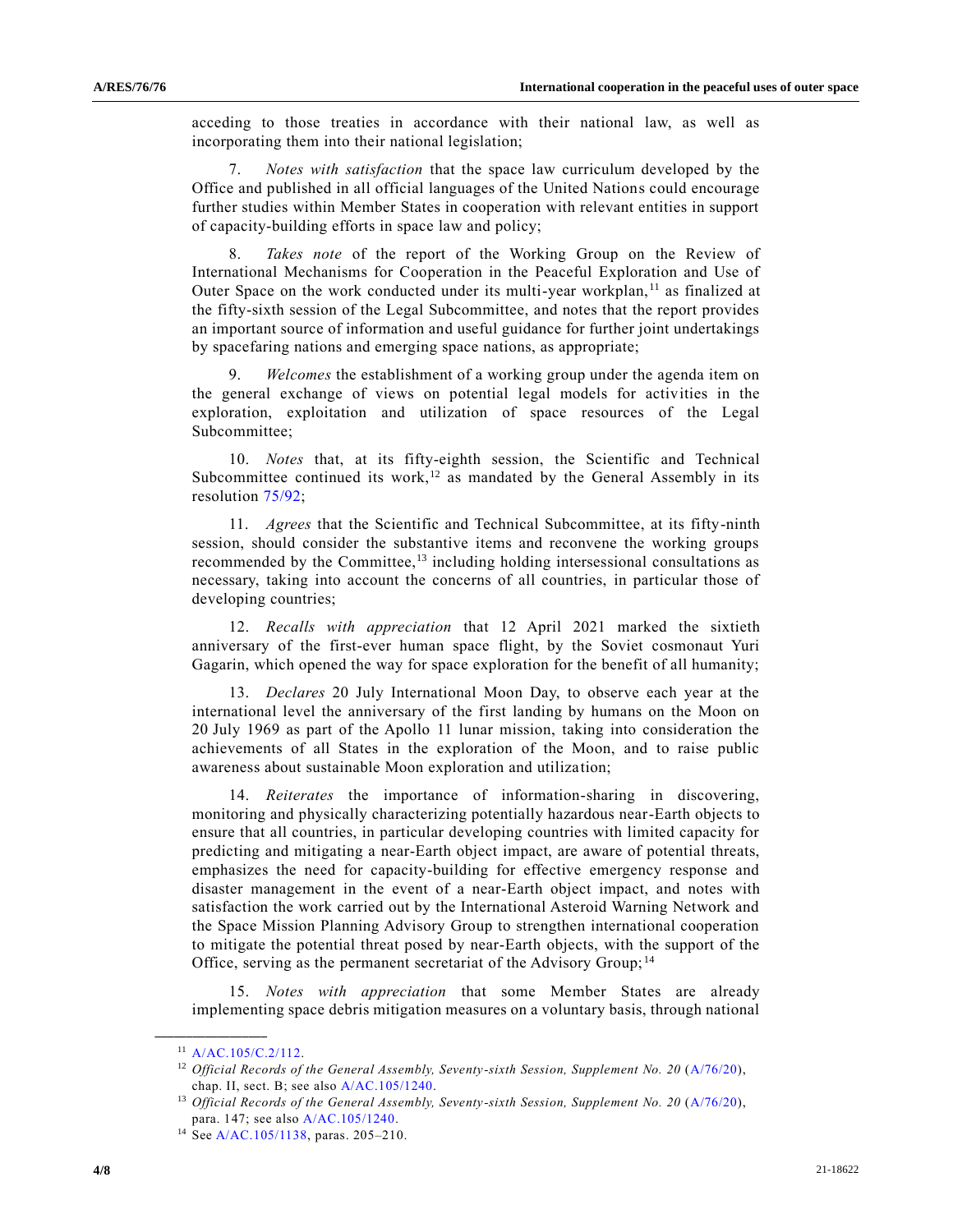acceding to those treaties in accordance with their national law, as well as incorporating them into their national legislation;

7. *Notes with satisfaction* that the space law curriculum developed by the Office and published in all official languages of the United Nations could encourage further studies within Member States in cooperation with relevant entities in support of capacity-building efforts in space law and policy;

8. *Takes note* of the report of the Working Group on the Review of International Mechanisms for Cooperation in the Peaceful Exploration and Use of Outer Space on the work conducted under its multi-year workplan,[11] as finalized at the fifty-sixth session of the Legal Subcommittee, and notes that the report provides an important source of information and useful guidance for further joint undertakings by spacefaring nations and emerging space nations, as appropriate;

9. *Welcomes* the establishment of a working group under the agenda item on the general exchange of views on potential legal models for activities in the exploration, exploitation and utilization of space resources of the Legal Subcommittee;

10. *Notes* that, at its fifty-eighth session, the Scientific and Technical Subcommittee continued its work,[12] as mandated by the General Assembly in its resolution 75/92;

11. *Agrees* that the Scientific and Technical Subcommittee, at its fifty-ninth session, should consider the substantive items and reconvene the working groups recommended by the Committee,[13] including holding intersessional consultations as necessary, taking into account the concerns of all countries, in particular those of developing countries;

12. *Recalls with appreciation* that 12 April 2021 marked the sixtieth anniversary of the first-ever human space flight, by the Soviet cosmonaut Yuri Gagarin, which opened the way for space exploration for the benefit of all humanity;

13. *Declares* 20 July International Moon Day, to observe each year at the international level the anniversary of the first landing by humans on the Moon on 20 July 1969 as part of the Apollo 11 lunar mission, taking into consideration the achievements of all States in the exploration of the Moon, and to raise public awareness about sustainable Moon exploration and utilization;

14. *Reiterates* the importance of information-sharing in discovering, monitoring and physically characterizing potentially hazardous near-Earth objects to ensure that all countries, in particular developing countries with limited capacity for predicting and mitigating a near-Earth object impact, are aware of potential threats, emphasizes the need for capacity-building for effective emergency response and disaster management in the event of a near-Earth object impact, and notes with satisfaction the work carried out by the International Asteroid Warning Network and the Space Mission Planning Advisory Group to strengthen international cooperation to mitigate the potential threat posed by near-Earth objects, with the support of the Office, serving as the permanent secretariat of the Advisory Group;[14]

15. *Notes with appreciation* that some Member States are already implementing space debris mitigation measures on a voluntary basis, through national

---

[11] A/AC.105/C.2/112.

[12] *Official Records of the General Assembly, Seventy-sixth Session, Supplement No. 20* (A/76/20), chap. II, sect. B; see also A/AC.105/1240.

[13] *Official Records of the General Assembly, Seventy-sixth Session, Supplement No. 20* (A/76/20), para. 147; see also A/AC.105/1240.

[14] See A/AC.105/1138, paras. 205–210.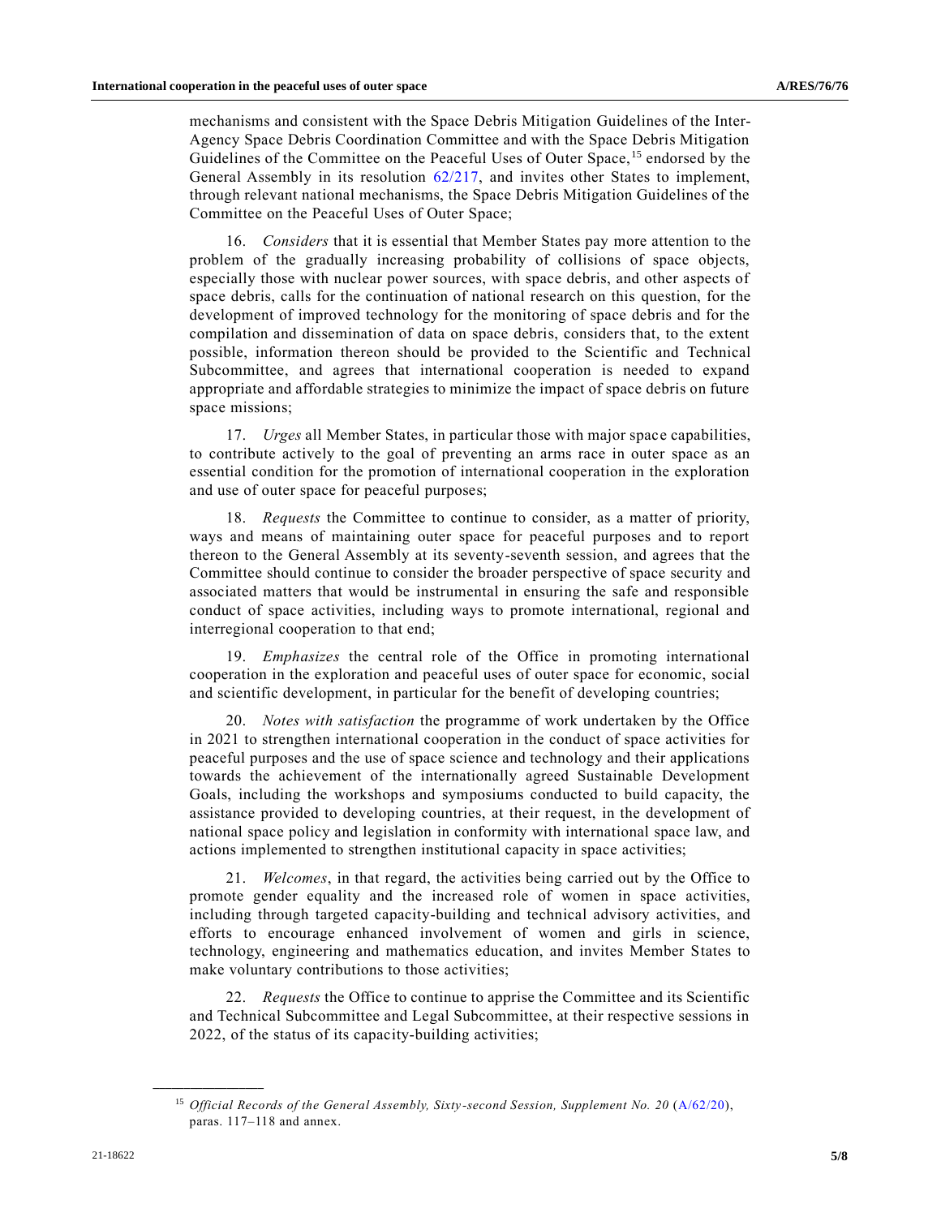mechanisms and consistent with the Space Debris Mitigation Guidelines of the Inter-Agency Space Debris Coordination Committee and with the Space Debris Mitigation Guidelines of the Committee on the Peaceful Uses of Outer Space,[15] endorsed by the General Assembly in its resolution 62/217, and invites other States to implement, through relevant national mechanisms, the Space Debris Mitigation Guidelines of the Committee on the Peaceful Uses of Outer Space;

16. *Considers* that it is essential that Member States pay more attention to the problem of the gradually increasing probability of collisions of space objects, especially those with nuclear power sources, with space debris, and other aspects of space debris, calls for the continuation of national research on this question, for the development of improved technology for the monitoring of space debris and for the compilation and dissemination of data on space debris, considers that, to the extent possible, information thereon should be provided to the Scientific and Technical Subcommittee, and agrees that international cooperation is needed to expand appropriate and affordable strategies to minimize the impact of space debris on future space missions;

17. *Urges* all Member States, in particular those with major space capabilities, to contribute actively to the goal of preventing an arms race in outer space as an essential condition for the promotion of international cooperation in the exploration and use of outer space for peaceful purposes;

18. *Requests* the Committee to continue to consider, as a matter of priority, ways and means of maintaining outer space for peaceful purposes and to report thereon to the General Assembly at its seventy-seventh session, and agrees that the Committee should continue to consider the broader perspective of space security and associated matters that would be instrumental in ensuring the safe and responsible conduct of space activities, including ways to promote international, regional and interregional cooperation to that end;

19. *Emphasizes* the central role of the Office in promoting international cooperation in the exploration and peaceful uses of outer space for economic, social and scientific development, in particular for the benefit of developing countries;

20. *Notes with satisfaction* the programme of work undertaken by the Office in 2021 to strengthen international cooperation in the conduct of space activities for peaceful purposes and the use of space science and technology and their applications towards the achievement of the internationally agreed Sustainable Development Goals, including the workshops and symposiums conducted to build capacity, the assistance provided to developing countries, at their request, in the development of national space policy and legislation in conformity with international space law, and actions implemented to strengthen institutional capacity in space activities;

21. *Welcomes*, in that regard, the activities being carried out by the Office to promote gender equality and the increased role of women in space activities, including through targeted capacity-building and technical advisory activities, and efforts to encourage enhanced involvement of women and girls in science, technology, engineering and mathematics education, and invites Member States to make voluntary contributions to those activities;

22. *Requests* the Office to continue to apprise the Committee and its Scientific and Technical Subcommittee and Legal Subcommittee, at their respective sessions in 2022, of the status of its capacity-building activities;

---

[15] *Official Records of the General Assembly, Sixty-second Session, Supplement No. 20* (A/62/20), paras. 117–118 and annex.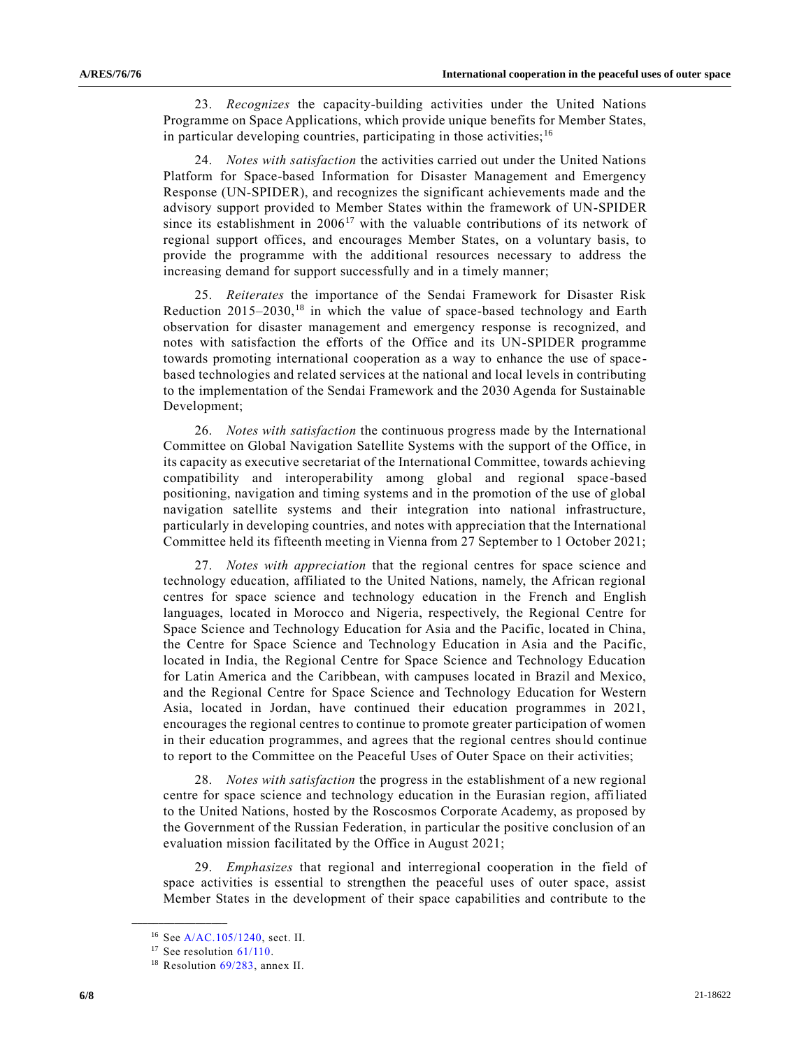23. *Recognizes* the capacity-building activities under the United Nations Programme on Space Applications, which provide unique benefits for Member States, in particular developing countries, participating in those activities;[16]

24. *Notes with satisfaction* the activities carried out under the United Nations Platform for Space-based Information for Disaster Management and Emergency Response (UN-SPIDER), and recognizes the significant achievements made and the advisory support provided to Member States within the framework of UN-SPIDER since its establishment in 2006[17] with the valuable contributions of its network of regional support offices, and encourages Member States, on a voluntary basis, to provide the programme with the additional resources necessary to address the increasing demand for support successfully and in a timely manner;

25. *Reiterates* the importance of the Sendai Framework for Disaster Risk Reduction 2015–2030,[18] in which the value of space-based technology and Earth observation for disaster management and emergency response is recognized, and notes with satisfaction the efforts of the Office and its UN-SPIDER programme towards promoting international cooperation as a way to enhance the use of space-based technologies and related services at the national and local levels in contributing to the implementation of the Sendai Framework and the 2030 Agenda for Sustainable Development;

26. *Notes with satisfaction* the continuous progress made by the International Committee on Global Navigation Satellite Systems with the support of the Office, in its capacity as executive secretariat of the International Committee, towards achieving compatibility and interoperability among global and regional space-based positioning, navigation and timing systems and in the promotion of the use of global navigation satellite systems and their integration into national infrastructure, particularly in developing countries, and notes with appreciation that the International Committee held its fifteenth meeting in Vienna from 27 September to 1 October 2021;

27. *Notes with appreciation* that the regional centres for space science and technology education, affiliated to the United Nations, namely, the African regional centres for space science and technology education in the French and English languages, located in Morocco and Nigeria, respectively, the Regional Centre for Space Science and Technology Education for Asia and the Pacific, located in China, the Centre for Space Science and Technology Education in Asia and the Pacific, located in India, the Regional Centre for Space Science and Technology Education for Latin America and the Caribbean, with campuses located in Brazil and Mexico, and the Regional Centre for Space Science and Technology Education for Western Asia, located in Jordan, have continued their education programmes in 2021, encourages the regional centres to continue to promote greater participation of women in their education programmes, and agrees that the regional centres should continue to report to the Committee on the Peaceful Uses of Outer Space on their activities;

28. *Notes with satisfaction* the progress in the establishment of a new regional centre for space science and technology education in the Eurasian region, affiliated to the United Nations, hosted by the Roscosmos Corporate Academy, as proposed by the Government of the Russian Federation, in particular the positive conclusion of an evaluation mission facilitated by the Office in August 2021;

29. *Emphasizes* that regional and interregional cooperation in the field of space activities is essential to strengthen the peaceful uses of outer space, assist Member States in the development of their space capabilities and contribute to the

---

[16] See A/AC.105/1240, sect. II.

[17] See resolution 61/110.

[18] Resolution 69/283, annex II.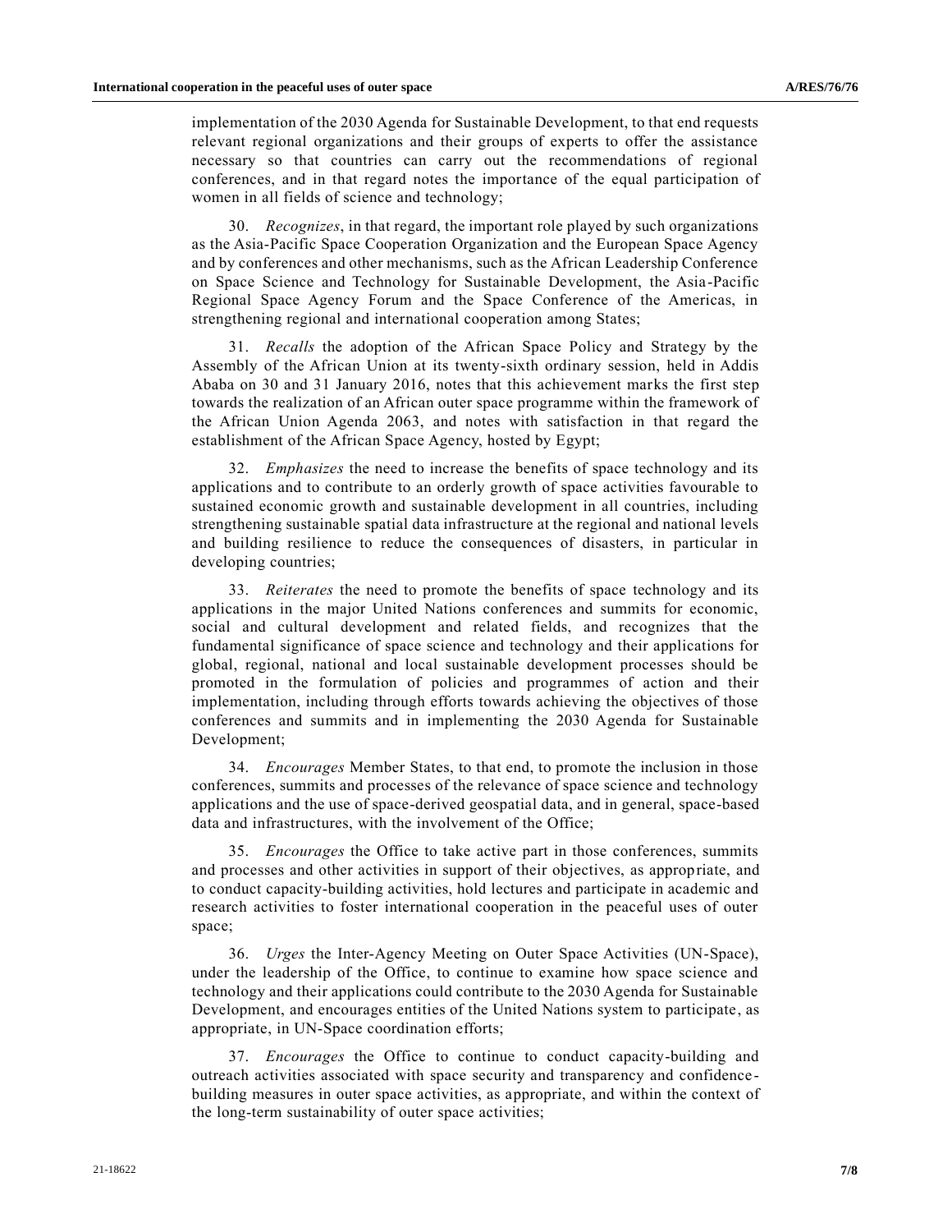implementation of the 2030 Agenda for Sustainable Development, to that end requests relevant regional organizations and their groups of experts to offer the assistance necessary so that countries can carry out the recommendations of regional conferences, and in that regard notes the importance of the equal participation of women in all fields of science and technology;

30. *Recognizes*, in that regard, the important role played by such organizations as the Asia-Pacific Space Cooperation Organization and the European Space Agency and by conferences and other mechanisms, such as the African Leadership Conference on Space Science and Technology for Sustainable Development, the Asia-Pacific Regional Space Agency Forum and the Space Conference of the Americas, in strengthening regional and international cooperation among States;

31. *Recalls* the adoption of the African Space Policy and Strategy by the Assembly of the African Union at its twenty-sixth ordinary session, held in Addis Ababa on 30 and 31 January 2016, notes that this achievement marks the first step towards the realization of an African outer space programme within the framework of the African Union Agenda 2063, and notes with satisfaction in that regard the establishment of the African Space Agency, hosted by Egypt;

32. *Emphasizes* the need to increase the benefits of space technology and its applications and to contribute to an orderly growth of space activities favourable to sustained economic growth and sustainable development in all countries, including strengthening sustainable spatial data infrastructure at the regional and national levels and building resilience to reduce the consequences of disasters, in particular in developing countries;

33. *Reiterates* the need to promote the benefits of space technology and its applications in the major United Nations conferences and summits for economic, social and cultural development and related fields, and recognizes that the fundamental significance of space science and technology and their applications for global, regional, national and local sustainable development processes should be promoted in the formulation of policies and programmes of action and their implementation, including through efforts towards achieving the objectives of those conferences and summits and in implementing the 2030 Agenda for Sustainable Development;

34. *Encourages* Member States, to that end, to promote the inclusion in those conferences, summits and processes of the relevance of space science and technology applications and the use of space-derived geospatial data, and in general, space-based data and infrastructures, with the involvement of the Office;

35. *Encourages* the Office to take active part in those conferences, summits and processes and other activities in support of their objectives, as appropriate, and to conduct capacity-building activities, hold lectures and participate in academic and research activities to foster international cooperation in the peaceful uses of outer space;

36. *Urges* the Inter-Agency Meeting on Outer Space Activities (UN-Space), under the leadership of the Office, to continue to examine how space science and technology and their applications could contribute to the 2030 Agenda for Sustainable Development, and encourages entities of the United Nations system to participate, as appropriate, in UN-Space coordination efforts;

37. *Encourages* the Office to continue to conduct capacity-building and outreach activities associated with space security and transparency and confidence-building measures in outer space activities, as appropriate, and within the context of the long-term sustainability of outer space activities;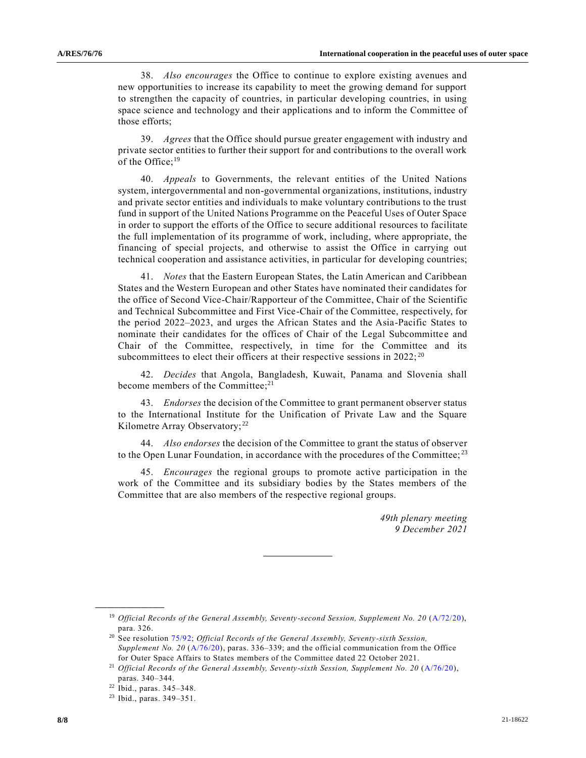38. *Also encourages* the Office to continue to explore existing avenues and new opportunities to increase its capability to meet the growing demand for support to strengthen the capacity of countries, in particular developing countries, in using space science and technology and their applications and to inform the Committee of those efforts;

39. *Agrees* that the Office should pursue greater engagement with industry and private sector entities to further their support for and contributions to the overall work of the Office;[19]

40. *Appeals* to Governments, the relevant entities of the United Nations system, intergovernmental and non-governmental organizations, institutions, industry and private sector entities and individuals to make voluntary contributions to the trust fund in support of the United Nations Programme on the Peaceful Uses of Outer Space in order to support the efforts of the Office to secure additional resources to facilitate the full implementation of its programme of work, including, where appropriate, the financing of special projects, and otherwise to assist the Office in carrying out technical cooperation and assistance activities, in particular for developing countries;

41. *Notes* that the Eastern European States, the Latin American and Caribbean States and the Western European and other States have nominated their candidates for the office of Second Vice-Chair/Rapporteur of the Committee, Chair of the Scientific and Technical Subcommittee and First Vice-Chair of the Committee, respectively, for the period 2022–2023, and urges the African States and the Asia-Pacific States to nominate their candidates for the offices of Chair of the Legal Subcommittee and Chair of the Committee, respectively, in time for the Committee and its subcommittees to elect their officers at their respective sessions in 2022;[20]

42. *Decides* that Angola, Bangladesh, Kuwait, Panama and Slovenia shall become members of the Committee;[21]

43. *Endorses* the decision of the Committee to grant permanent observer status to the International Institute for the Unification of Private Law and the Square Kilometre Array Observatory;[22]

44. *Also endorses* the decision of the Committee to grant the status of observer to the Open Lunar Foundation, in accordance with the procedures of the Committee;[23]

45. *Encourages* the regional groups to promote active participation in the work of the Committee and its subsidiary bodies by the States members of the Committee that are also members of the respective regional groups.

*49th plenary meeting*
*9 December 2021*

---

[19] *Official Records of the General Assembly, Seventy-second Session, Supplement No. 20* (A/72/20), para. 326.

[20] See resolution 75/92; *Official Records of the General Assembly, Seventy-sixth Session, Supplement No. 20* (A/76/20), paras. 336–339; and the official communication from the Office for Outer Space Affairs to States members of the Committee dated 22 October 2021.

[21] *Official Records of the General Assembly, Seventy-sixth Session, Supplement No. 20* (A/76/20), paras. 340–344.

[22] Ibid., paras. 345–348.

[23] Ibid., paras. 349–351.